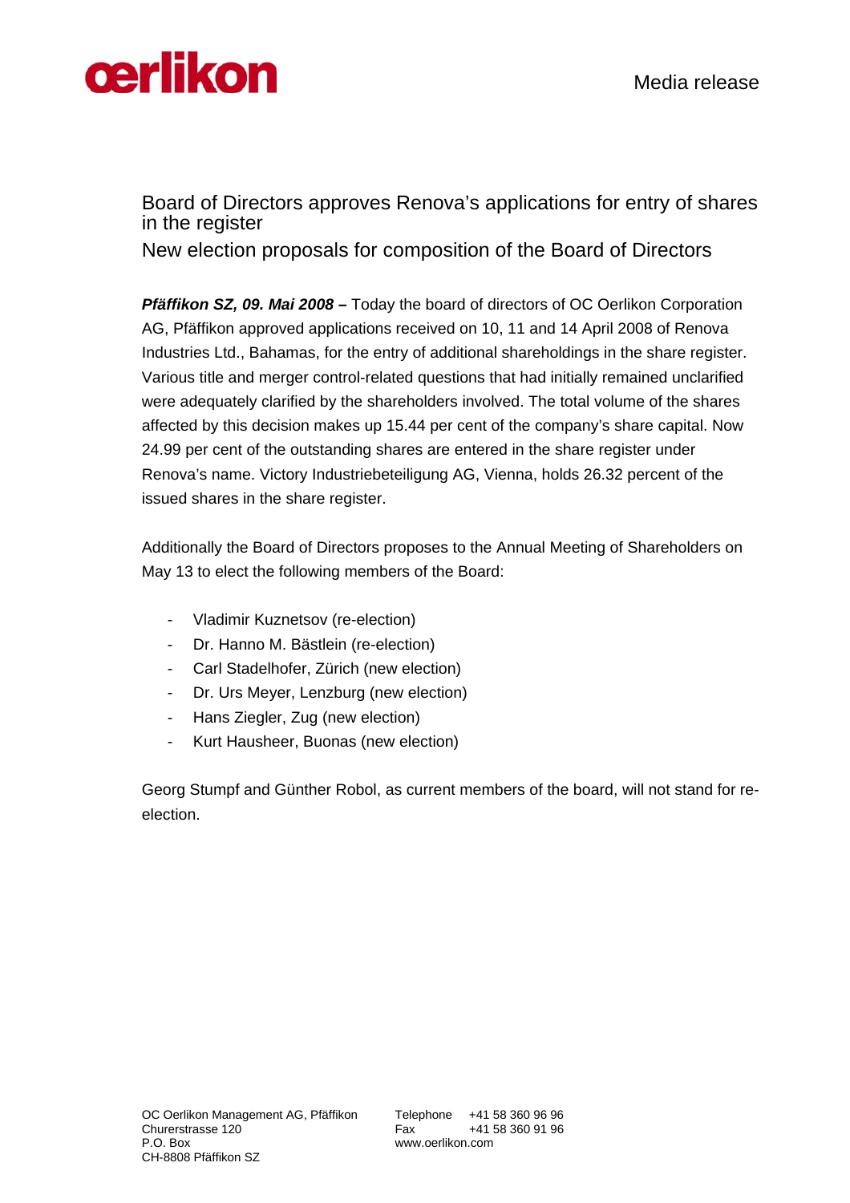oerlikon

Media release

# Board of Directors approves Renova's applications for entry of shares in the register

## New election proposals for composition of the Board of Directors

***Pfäffikon SZ, 09. Mai 2008 –*** Today the board of directors of OC Oerlikon Corporation AG, Pfäffikon approved applications received on 10, 11 and 14 April 2008 of Renova Industries Ltd., Bahamas, for the entry of additional shareholdings in the share register. Various title and merger control-related questions that had initially remained unclarified were adequately clarified by the shareholders involved. The total volume of the shares affected by this decision makes up 15.44 per cent of the company's share capital. Now 24.99 per cent of the outstanding shares are entered in the share register under Renova's name. Victory Industriebeteiligung AG, Vienna, holds 26.32 percent of the issued shares in the share register.

Additionally the Board of Directors proposes to the Annual Meeting of Shareholders on May 13 to elect the following members of the Board:

- Vladimir Kuznetsov (re-election)
- Dr. Hanno M. Bästlein (re-election)
- Carl Stadelhofer, Zürich (new election)
- Dr. Urs Meyer, Lenzburg (new election)
- Hans Ziegler, Zug (new election)
- Kurt Hausheer, Buonas (new election)

Georg Stumpf and Günther Robol, as current members of the board, will not stand for re-election.

OC Oerlikon Management AG, Pfäffikon
Churerstrasse 120
P.O. Box
CH-8808 Pfäffikon SZ

Telephone +41 58 360 96 96
Fax +41 58 360 91 96
www.oerlikon.com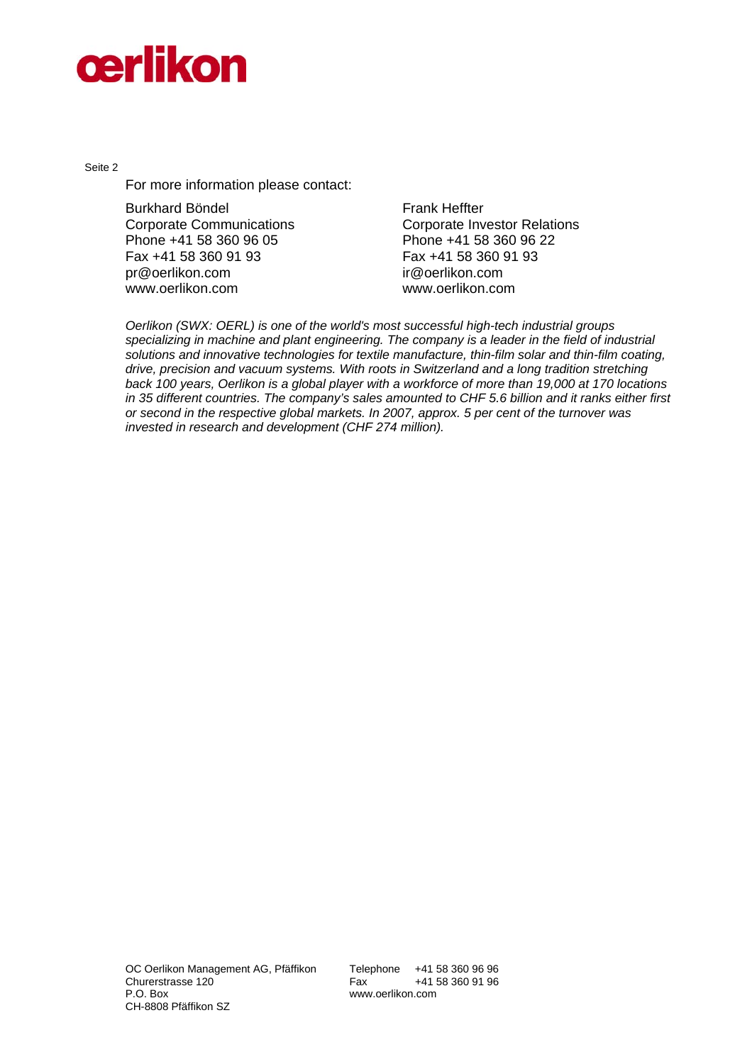For more information please contact:

Burkhard Böndel
Corporate Communications
Phone +41 58 360 96 05
Fax +41 58 360 91 93
pr@oerlikon.com
www.oerlikon.com

Frank Heffter
Corporate Investor Relations
Phone +41 58 360 96 22
Fax +41 58 360 91 93
ir@oerlikon.com
www.oerlikon.com

*Oerlikon (SWX: OERL) is one of the world's most successful high-tech industrial groups specializing in machine and plant engineering. The company is a leader in the field of industrial solutions and innovative technologies for textile manufacture, thin-film solar and thin-film coating, drive, precision and vacuum systems. With roots in Switzerland and a long tradition stretching back 100 years, Oerlikon is a global player with a workforce of more than 19,000 at 170 locations in 35 different countries. The company's sales amounted to CHF 5.6 billion and it ranks either first or second in the respective global markets. In 2007, approx. 5 per cent of the turnover was invested in research and development (CHF 274 million).*

OC Oerlikon Management AG, Pfäffikon
Churerstrasse 120
P.O. Box
CH-8808 Pfäffikon SZ

Telephone +41 58 360 96 96
Fax +41 58 360 91 96
www.oerlikon.com